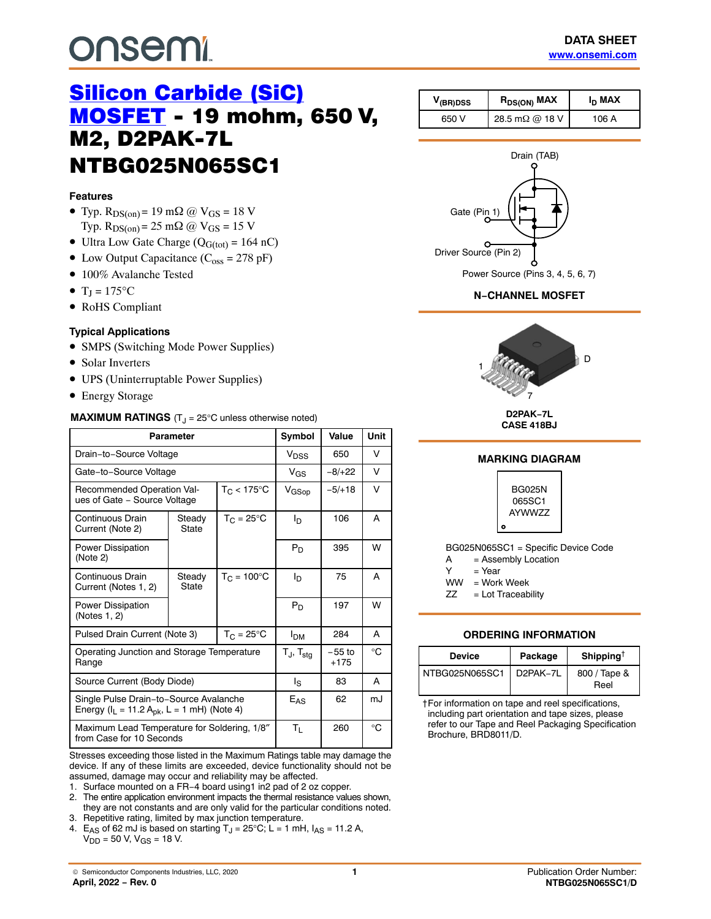onsemi

**DATA SHEET**
**www.onsemi.com**

# Silicon Carbide (SiC) MOSFET - 19 mohm, 650 V, M2, D2PAK-7L
# NTBG025N065SC1

### Features

- Typ. $R_{DS(on)}$ = 19 mΩ @ $V_{GS}$ = 18 V
  Typ. $R_{DS(on)}$ = 25 mΩ @ $V_{GS}$ = 15 V
- Ultra Low Gate Charge ($Q_{G(tot)}$ = 164 nC)
- Low Output Capacitance ($C_{oss}$ = 278 pF)
- 100% Avalanche Tested
- $T_J$ = 175°C
- RoHS Compliant

### Typical Applications

- SMPS (Switching Mode Power Supplies)
- Solar Inverters
- UPS (Uninterruptable Power Supplies)
- Energy Storage

**MAXIMUM RATINGS** ($T_J$ = 25°C unless otherwise noted)

| Parameter | | | Symbol | Value | Unit |
|---|---|---|---|---|---|
| Drain−to−Source Voltage | | | $V_{DSS}$ | 650 | V |
| Gate−to−Source Voltage | | | $V_{GS}$ | −8/+22 | V |
| Recommended Operation Values of Gate − Source Voltage | | $T_C$ < 175°C | $V_{GSop}$ | −5/+18 | V |
| Continuous Drain Current (Note 2) | Steady State | $T_C$ = 25°C | $I_D$ | 106 | A |
| Power Dissipation (Note 2) | | | $P_D$ | 395 | W |
| Continuous Drain Current (Notes 1, 2) | Steady State | $T_C$ = 100°C | $I_D$ | 75 | A |
| Power Dissipation (Notes 1, 2) | | | $P_D$ | 197 | W |
| Pulsed Drain Current (Note 3) | | $T_C$ = 25°C | $I_{DM}$ | 284 | A |
| Operating Junction and Storage Temperature Range | | | $T_J$, $T_{stg}$ | −55 to +175 | °C |
| Source Current (Body Diode) | | | $I_S$ | 83 | A |
| Single Pulse Drain−to−Source Avalanche Energy ($I_L$ = 11.2 $A_{pk}$, L = 1 mH) (Note 4) | | | $E_{AS}$ | 62 | mJ |
| Maximum Lead Temperature for Soldering, 1/8″ from Case for 10 Seconds | | | $T_L$ | 260 | °C |

Stresses exceeding those listed in the Maximum Ratings table may damage the device. If any of these limits are exceeded, device functionality should not be assumed, damage may occur and reliability may be affected.

1. Surface mounted on a FR−4 board using1 in2 pad of 2 oz copper.
2. The entire application environment impacts the thermal resistance values shown, they are not constants and are only valid for the particular conditions noted.
3. Repetitive rating, limited by max junction temperature.
4. $E_{AS}$ of 62 mJ is based on starting $T_J$ = 25°C; L = 1 mH, $I_{AS}$ = 11.2 A, $V_{DD}$ = 50 V, $V_{GS}$ = 18 V.

| $V_{(BR)DSS}$ | $R_{DS(ON)}$ MAX | $I_D$ MAX |
|---|---|---|
| 650 V | 28.5 mΩ @ 18 V | 106 A |

Drain (TAB)

Gate (Pin 1)

Driver Source (Pin 2)

Power Source (Pins 3, 4, 5, 6, 7)

**N−CHANNEL MOSFET**

**D2PAK−7L**
**CASE 418BJ**

### MARKING DIAGRAM

BG025N
065SC1
AYWWZZ

BG025N065SC1 = Specific Device Code
A = Assembly Location
Y = Year
WW = Work Week
ZZ = Lot Traceability

### ORDERING INFORMATION

| Device | Package | Shipping[†] |
|---|---|---|
| NTBG025N065SC1 | D2PAK−7L | 800 / Tape & Reel |

†For information on tape and reel specifications, including part orientation and tape sizes, please refer to our Tape and Reel Packaging Specification Brochure, BRD8011/D.

© Semiconductor Components Industries, LLC, 2020
**April, 2022 − Rev. 0**

Publication Order Number:
**NTBG025N065SC1/D**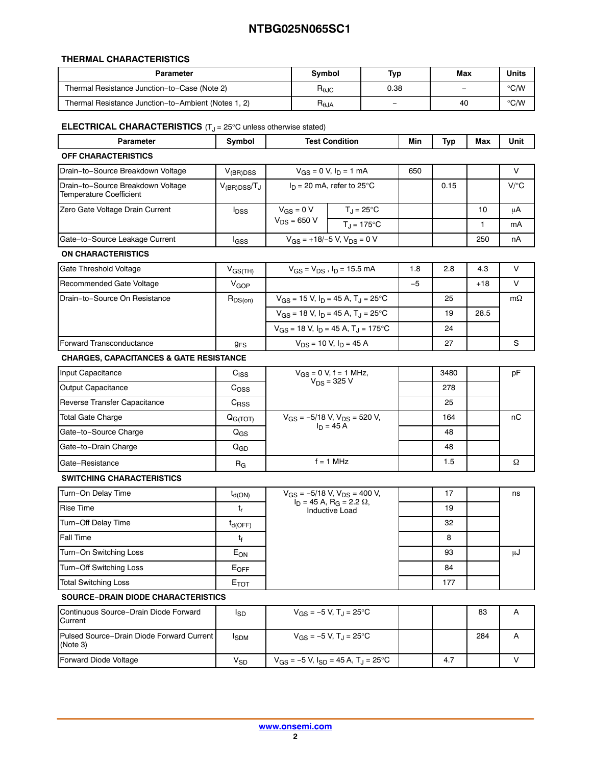### THERMAL CHARACTERISTICS

| Parameter | Symbol | Typ | Max | Units |
|---|---|---|---|---|
| Thermal Resistance Junction−to−Case (Note 2) | $R_{\theta JC}$ | 0.38 | − | °C/W |
| Thermal Resistance Junction−to−Ambient (Notes 1, 2) | $R_{\theta JA}$ | − | 40 | °C/W |

### ELECTRICAL CHARACTERISTICS ($T_J$ = 25°C unless otherwise stated)

| Parameter | Symbol | Test Condition | | Min | Typ | Max | Unit |
|---|---|---|---|---|---|---|---|
| **OFF CHARACTERISTICS** | | | | | | | |
| Drain−to−Source Breakdown Voltage | $V_{(BR)DSS}$ | $V_{GS}$ = 0 V, $I_D$ = 1 mA | | 650 | | | V |
| Drain−to−Source Breakdown Voltage Temperature Coefficient | $V_{(BR)DSS}/T_J$ | $I_D$ = 20 mA, refer to 25°C | | | 0.15 | | V/°C |
| Zero Gate Voltage Drain Current | $I_{DSS}$ | $V_{GS}$ = 0 V, $V_{DS}$ = 650 V | $T_J$ = 25°C | | | 10 | μA |
| | | | $T_J$ = 175°C | | | 1 | mA |
| Gate−to−Source Leakage Current | $I_{GSS}$ | $V_{GS}$ = +18/−5 V, $V_{DS}$ = 0 V | | | | 250 | nA |
| **ON CHARACTERISTICS** | | | | | | | |
| Gate Threshold Voltage | $V_{GS(TH)}$ | $V_{GS}$ = $V_{DS}$ , $I_D$ = 15.5 mA | | 1.8 | 2.8 | 4.3 | V |
| Recommended Gate Voltage | $V_{GOP}$ | | | −5 | | +18 | V |
| Drain−to−Source On Resistance | $R_{DS(on)}$ | $V_{GS}$ = 15 V, $I_D$ = 45 A, $T_J$ = 25°C | | | 25 | | mΩ |
| | | $V_{GS}$ = 18 V, $I_D$ = 45 A, $T_J$ = 25°C | | | 19 | 28.5 | |
| | | $V_{GS}$ = 18 V, $I_D$ = 45 A, $T_J$ = 175°C | | | 24 | | |
| Forward Transconductance | $g_{FS}$ | $V_{DS}$ = 10 V, $I_D$ = 45 A | | | 27 | | S |
| **CHARGES, CAPACITANCES & GATE RESISTANCE** | | | | | | | |
| Input Capacitance | $C_{ISS}$ | $V_{GS}$ = 0 V, f = 1 MHz, $V_{DS}$ = 325 V | | | 3480 | | pF |
| Output Capacitance | $C_{OSS}$ | | | | 278 | | |
| Reverse Transfer Capacitance | $C_{RSS}$ | | | | 25 | | |
| Total Gate Charge | $Q_{G(TOT)}$ | $V_{GS}$ = −5/18 V, $V_{DS}$ = 520 V, $I_D$ = 45 A | | | 164 | | nC |
| Gate−to−Source Charge | $Q_{GS}$ | | | | 48 | | |
| Gate−to−Drain Charge | $Q_{GD}$ | | | | 48 | | |
| Gate−Resistance | $R_G$ | f = 1 MHz | | | 1.5 | | Ω |
| **SWITCHING CHARACTERISTICS** | | | | | | | |
| Turn−On Delay Time | $t_{d(ON)}$ | $V_{GS}$ = −5/18 V, $V_{DS}$ = 400 V, $I_D$ = 45 A, $R_G$ = 2.2 Ω, Inductive Load | | | 17 | | ns |
| Rise Time | $t_r$ | | | | 19 | | |
| Turn−Off Delay Time | $t_{d(OFF)}$ | | | | 32 | | |
| Fall Time | $t_f$ | | | | 8 | | |
| Turn−On Switching Loss | $E_{ON}$ | | | | 93 | | μJ |
| Turn−Off Switching Loss | $E_{OFF}$ | | | | 84 | | |
| Total Switching Loss | $E_{TOT}$ | | | | 177 | | |
| **SOURCE−DRAIN DIODE CHARACTERISTICS** | | | | | | | |
| Continuous Source−Drain Diode Forward Current | $I_{SD}$ | $V_{GS}$ = −5 V, $T_J$ = 25°C | | | | 83 | A |
| Pulsed Source−Drain Diode Forward Current (Note 3) | $I_{SDM}$ | $V_{GS}$ = −5 V, $T_J$ = 25°C | | | | 284 | A |
| Forward Diode Voltage | $V_{SD}$ | $V_{GS}$ = −5 V, $I_{SD}$ = 45 A, $T_J$ = 25°C | | | 4.7 | | V |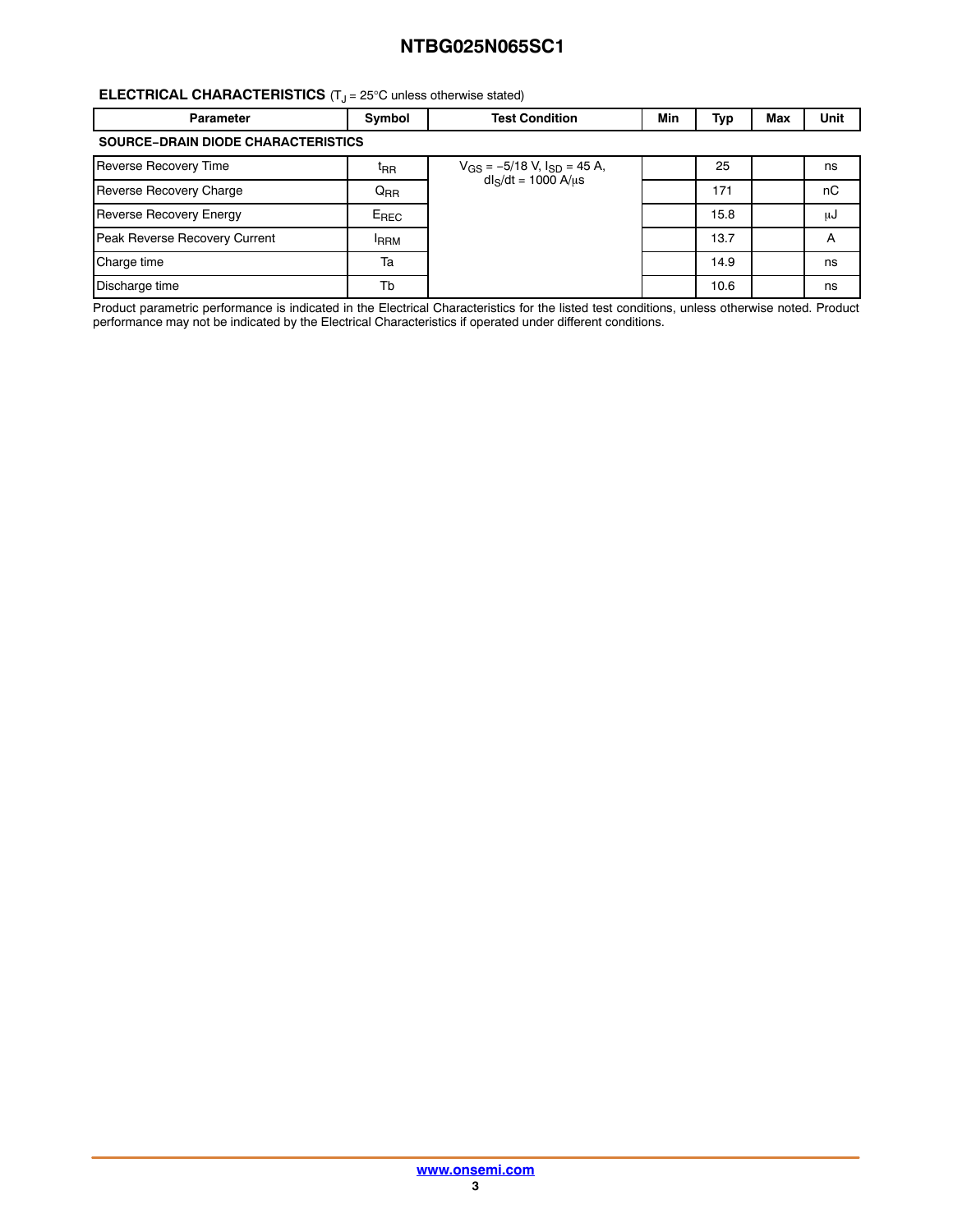## ELECTRICAL CHARACTERISTICS ($T_J$ = 25°C unless otherwise stated)

| Parameter | Symbol | Test Condition | Min | Typ | Max | Unit |
|---|---|---|---|---|---|---|
| **SOURCE–DRAIN DIODE CHARACTERISTICS** | | | | | | |
| Reverse Recovery Time | $t_{RR}$ | $V_{GS}$ = −5/18 V, $I_{SD}$ = 45 A, $dI_S/dt$ = 1000 A/μs | | 25 | | ns |
| Reverse Recovery Charge | $Q_{RR}$ | | | 171 | | nC |
| Reverse Recovery Energy | $E_{REC}$ | | | 15.8 | | μJ |
| Peak Reverse Recovery Current | $I_{RRM}$ | | | 13.7 | | A |
| Charge time | Ta | | | 14.9 | | ns |
| Discharge time | Tb | | | 10.6 | | ns |

Product parametric performance is indicated in the Electrical Characteristics for the listed test conditions, unless otherwise noted. Product performance may not be indicated by the Electrical Characteristics if operated under different conditions.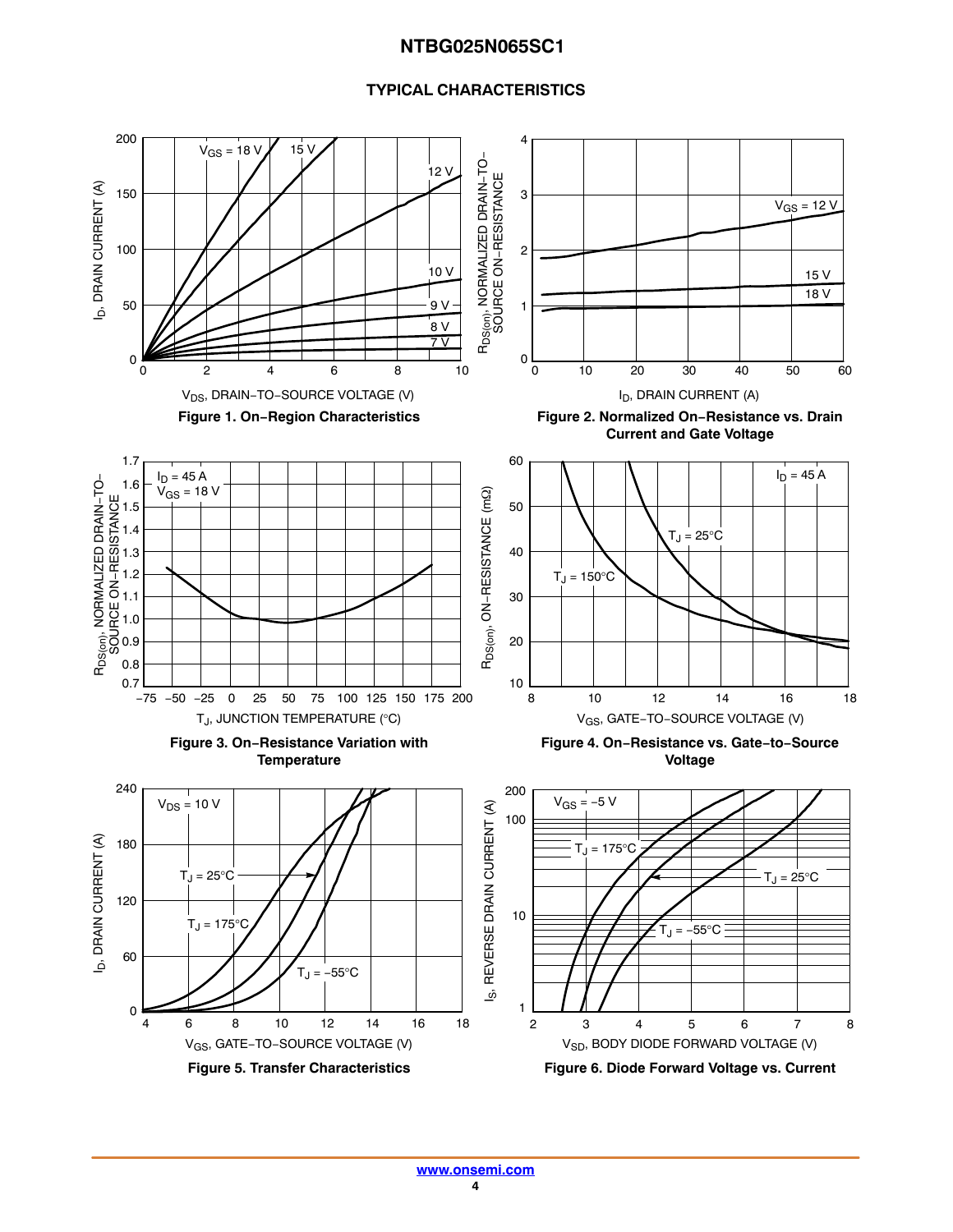## TYPICAL CHARACTERISTICS

Figure 1. On−Region Characteristics

Figure 2. Normalized On−Resistance vs. Drain Current and Gate Voltage

Figure 3. On−Resistance Variation with Temperature

Figure 4. On−Resistance vs. Gate−to−Source Voltage

Figure 5. Transfer Characteristics

Figure 6. Diode Forward Voltage vs. Current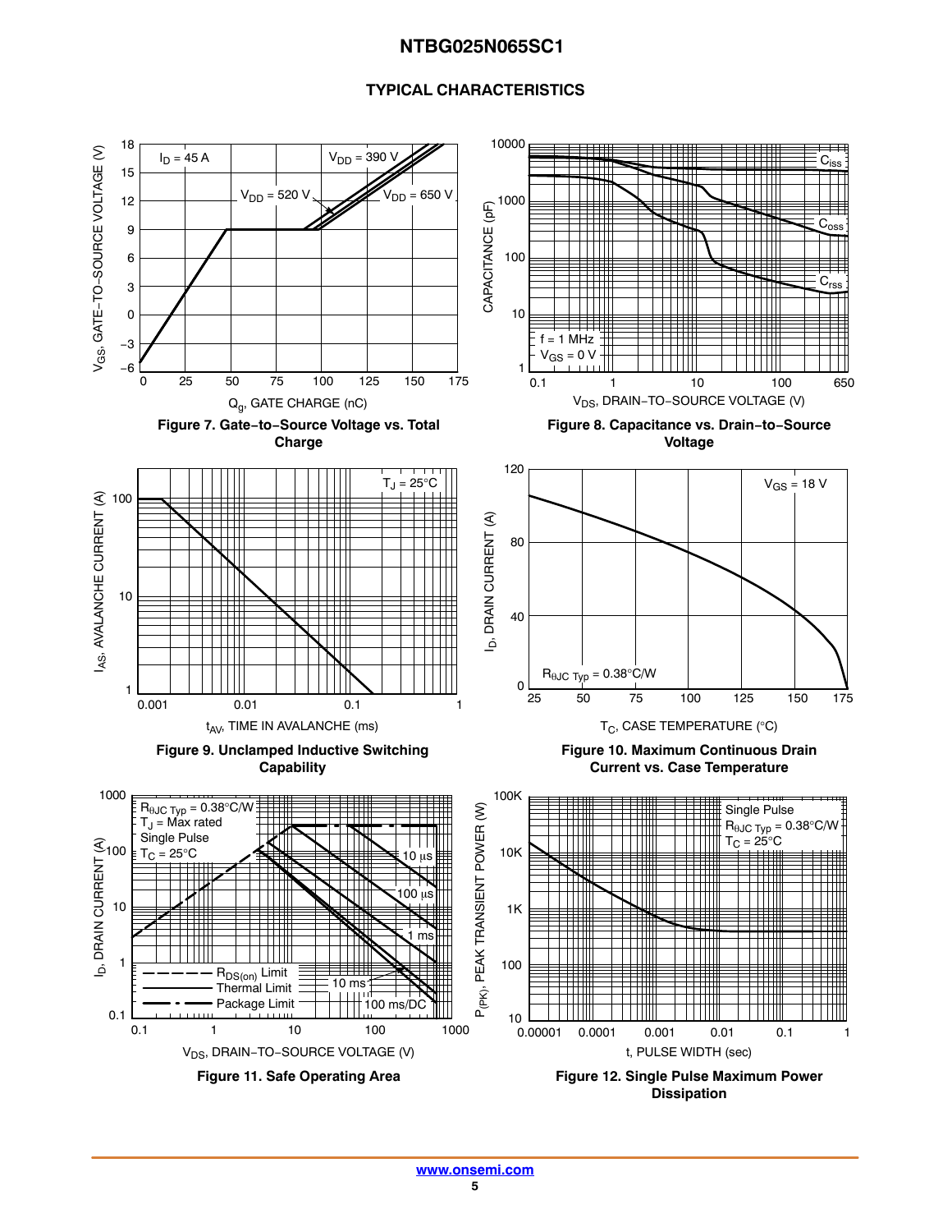## TYPICAL CHARACTERISTICS

Figure 7. Gate−to−Source Voltage vs. Total Charge

Figure 8. Capacitance vs. Drain−to−Source Voltage

Figure 9. Unclamped Inductive Switching Capability

Figure 10. Maximum Continuous Drain Current vs. Case Temperature

Figure 11. Safe Operating Area

Figure 12. Single Pulse Maximum Power Dissipation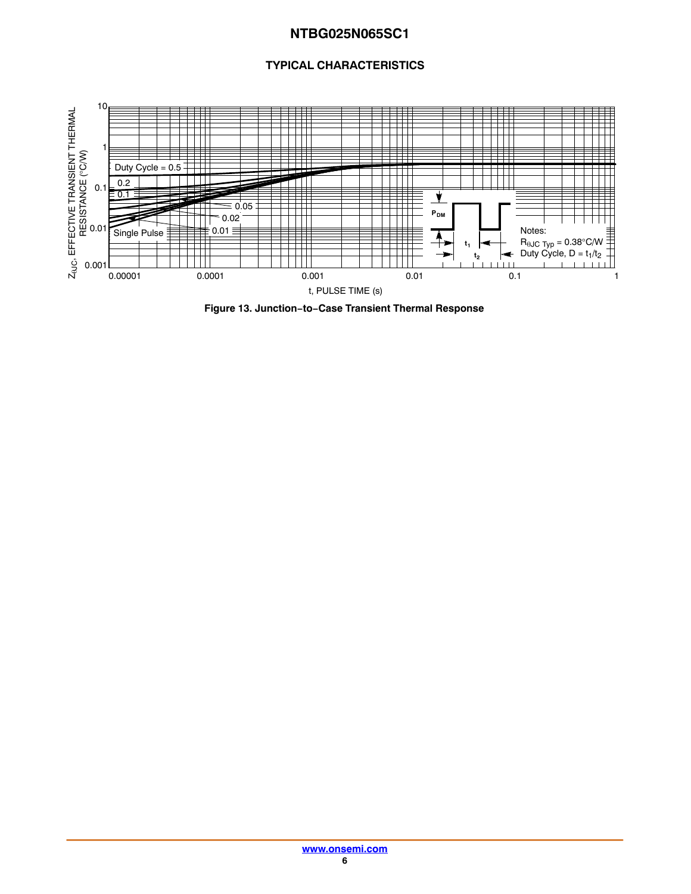## TYPICAL CHARACTERISTICS

Figure 13. Junction−to−Case Transient Thermal Response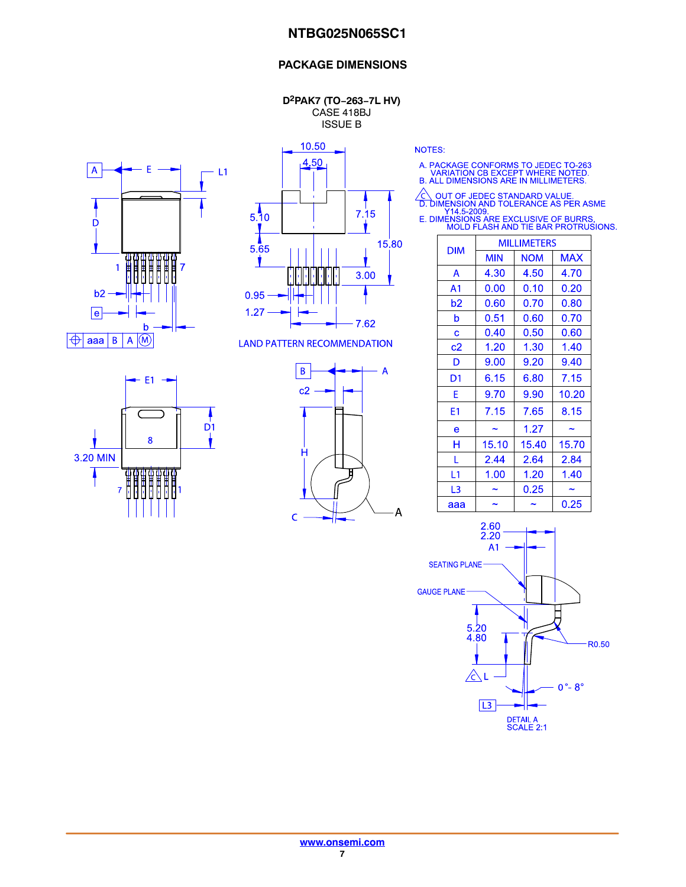## PACKAGE DIMENSIONS

**D²PAK7 (TO−263−7L HV)**
CASE 418BJ
ISSUE B

NOTES:

A. PACKAGE CONFORMS TO JEDEC TO-263 VARIATION CB EXCEPT WHERE NOTED.
B. ALL DIMENSIONS ARE IN MILLIMETERS.
C. OUT OF JEDEC STANDARD VALUE.
D. DIMENSION AND TOLERANCE AS PER ASME Y14.5-2009.
E. DIMENSIONS ARE EXCLUSIVE OF BURRS, MOLD FLASH AND TIE BAR PROTRUSIONS.

| DIM | MILLIMETERS | | |
|---|---|---|---|
| | MIN | NOM | MAX |
| A | 4.30 | 4.50 | 4.70 |
| A1 | 0.00 | 0.10 | 0.20 |
| b2 | 0.60 | 0.70 | 0.80 |
| b | 0.51 | 0.60 | 0.70 |
| c | 0.40 | 0.50 | 0.60 |
| c2 | 1.20 | 1.30 | 1.40 |
| D | 9.00 | 9.20 | 9.40 |
| D1 | 6.15 | 6.80 | 7.15 |
| E | 9.70 | 9.90 | 10.20 |
| E1 | 7.15 | 7.65 | 8.15 |
| e | ~ | 1.27 | ~ |
| H | 15.10 | 15.40 | 15.70 |
| L | 2.44 | 2.64 | 2.84 |
| L1 | 1.00 | 1.20 | 1.40 |
| L3 | ~ | 0.25 | ~ |
| aaa | ~ | ~ | 0.25 |

LAND PATTERN RECOMMENDATION

DETAIL A
SCALE 2:1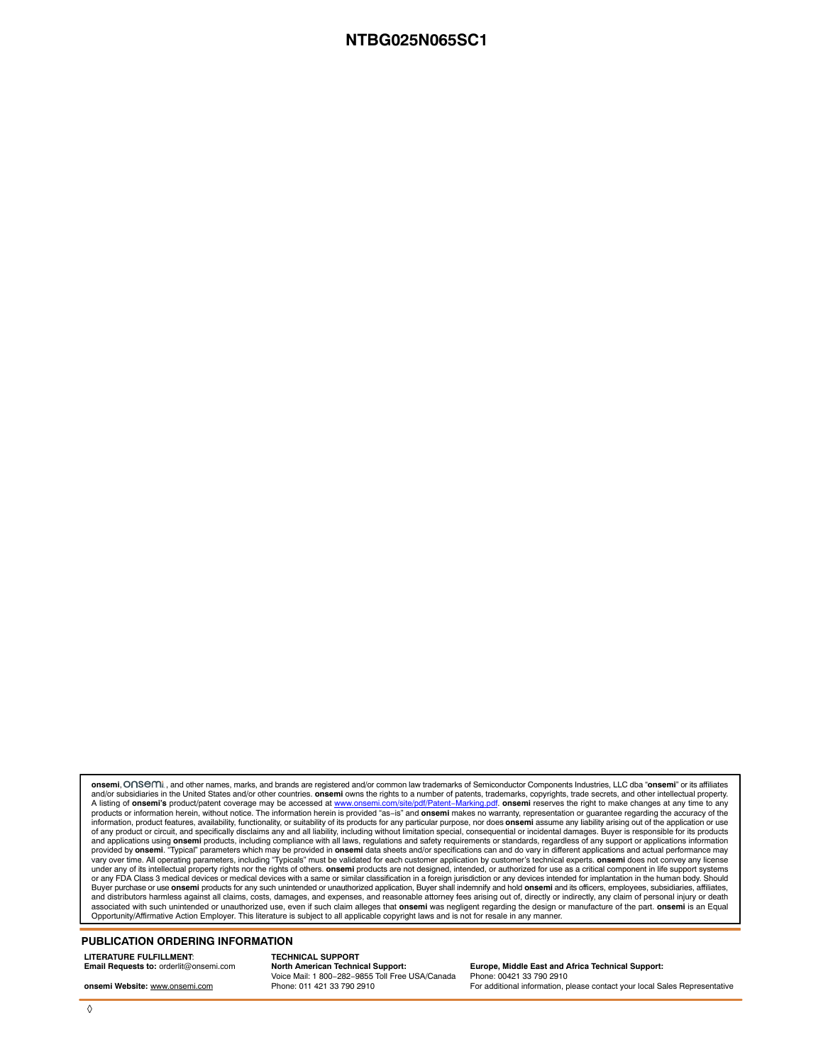**onsemi**, onsemi, and other names, marks, and brands are registered and/or common law trademarks of Semiconductor Components Industries, LLC dba "**onsemi**" or its affiliates and/or subsidiaries in the United States and/or other countries. **onsemi** owns the rights to a number of patents, trademarks, copyrights, trade secrets, and other intellectual property. A listing of **onsemi's** product/patent coverage may be accessed at www.onsemi.com/site/pdf/Patent−Marking.pdf. **onsemi** reserves the right to make changes at any time to any products or information herein, without notice. The information herein is provided "as−is" and **onsemi** makes no warranty, representation or guarantee regarding the accuracy of the information, product features, availability, functionality, or suitability of its products for any particular purpose, nor does **onsemi** assume any liability arising out of the application or use of any product or circuit, and specifically disclaims any and all liability, including without limitation special, consequential or incidental damages. Buyer is responsible for its products and applications using **onsemi** products, including compliance with all laws, regulations and safety requirements or standards, regardless of any support or applications information provided by **onsemi**. "Typical" parameters which may be provided in **onsemi** data sheets and/or specifications can and do vary in different applications and actual performance may vary over time. All operating parameters, including "Typicals" must be validated for each customer application by customer's technical experts. **onsemi** does not convey any license under any of its intellectual property rights nor the rights of others. **onsemi** products are not designed, intended, or authorized for use as a critical component in life support systems or any FDA Class 3 medical devices or medical devices with a same or similar classification in a foreign jurisdiction or any devices intended for implantation in the human body. Should Buyer purchase or use **onsemi** products for any such unintended or unauthorized application, Buyer shall indemnify and hold **onsemi** and its officers, employees, subsidiaries, affiliates, and distributors harmless against all claims, costs, damages, and expenses, and reasonable attorney fees arising out of, directly or indirectly, any claim of personal injury or death associated with such unintended or unauthorized use, even if such claim alleges that **onsemi** was negligent regarding the design or manufacture of the part. **onsemi** is an Equal Opportunity/Affirmative Action Employer. This literature is subject to all applicable copyright laws and is not for resale in any manner.

## PUBLICATION ORDERING INFORMATION

**LITERATURE FULFILLMENT**:
**Email Requests to:** orderlit@onsemi.com

**onsemi Website:** www.onsemi.com

**TECHNICAL SUPPORT**
**North American Technical Support:**
Voice Mail: 1 800−282−9855 Toll Free USA/Canada
Phone: 011 421 33 790 2910

**Europe, Middle East and Africa Technical Support:**
Phone: 00421 33 790 2910
For additional information, please contact your local Sales Representative

◊